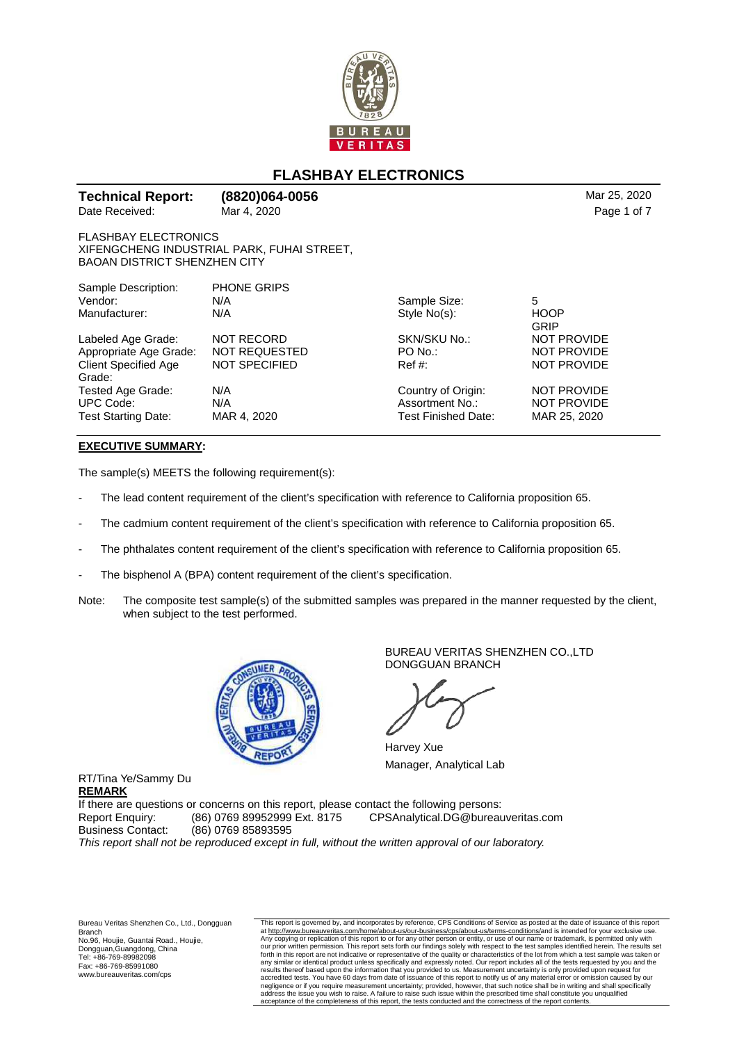# FLASHBAY ELECTRONICS

**Technical Report:** **(8820)064-0056** Mar 25, 2020

Date Received: Mar 4, 2020

FLASHBAY ELECTRONICS
XIFENGCHENG INDUSTRIAL PARK, FUHAI STREET,
BAOAN DISTRICT SHENZHEN CITY

| | | | |
|---|---|---|---|
| Sample Description: | PHONE GRIPS | | |
| Vendor: | N/A | Sample Size: | 5 |
| Manufacturer: | N/A | Style No(s): | HOOP GRIP |
| Labeled Age Grade: | NOT RECORD | SKN/SKU No.: | NOT PROVIDE |
| Appropriate Age Grade: | NOT REQUESTED | PO No.: | NOT PROVIDE |
| Client Specified Age Grade: | NOT SPECIFIED | Ref #: | NOT PROVIDE |
| Tested Age Grade: | N/A | Country of Origin: | NOT PROVIDE |
| UPC Code: | N/A | Assortment No.: | NOT PROVIDE |
| Test Starting Date: | MAR 4, 2020 | Test Finished Date: | MAR 25, 2020 |

**EXECUTIVE SUMMARY:**

The sample(s) MEETS the following requirement(s):

- The lead content requirement of the client's specification with reference to California proposition 65.
- The cadmium content requirement of the client's specification with reference to California proposition 65.
- The phthalates content requirement of the client's specification with reference to California proposition 65.
- The bisphenol A (BPA) content requirement of the client's specification.

Note: The composite test sample(s) of the submitted samples was prepared in the manner requested by the client, when subject to the test performed.

BUREAU VERITAS SHENZHEN CO.,LTD
DONGGUAN BRANCH

Harvey Xue
Manager, Analytical Lab

RT/Tina Ye/Sammy Du

**REMARK**

If there are questions or concerns on this report, please contact the following persons:

Report Enquiry: (86) 0769 89952999 Ext. 8175 CPSAnalytical.DG@bureauveritas.com

Business Contact: (86) 0769 85893595

*This report shall not be reproduced except in full, without the written approval of our laboratory.*

Bureau Veritas Shenzhen Co., Ltd., Dongguan Branch
No.96, Houjie, Guantai Road., Houjie,
Dongguan,Guangdong, China
Tel: +86-769-89982098
Fax: +86-769-85991080
www.bureauveritas.com/cps

This report is governed by, and incorporates by reference, CPS Conditions of Service as posted at the date of issuance of this report at http://www.bureauveritas.com/home/about-us/our-business/cps/about-us/terms-conditions/and is intended for your exclusive use. Any copying or replication of this report to or for any other person or entity, or use of our name or trademark, is permitted only with our prior written permission. This report sets forth our findings solely with respect to the test samples identified herein. The results set forth in this report are not indicative or representative of the quality or characteristics of the lot from which a test sample was taken or any similar or identical product unless specifically and expressly noted. Our report includes all of the tests requested by you and the results thereof based upon the information that you provided to us. Measurement uncertainty is only provided upon request for accredited tests. You have 60 days from date of issuance of this report to notify us of any material error or omission caused by our negligence or if you require measurement uncertainty; provided, however, that such notice shall be in writing and shall specifically address the issue you wish to raise. A failure to raise such issue within the prescribed time shall constitute you unqualified acceptance of the completeness of this report, the tests conducted and the correctness of the report contents.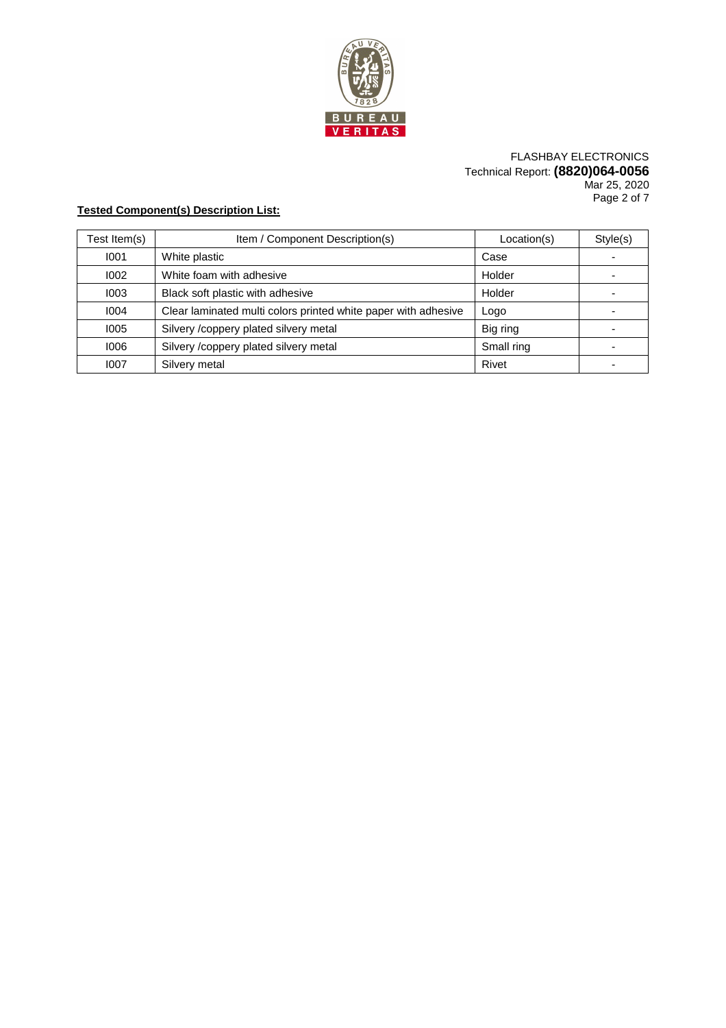FLASHBAY ELECTRONICS
Technical Report: **(8820)064-0056**
Mar 25, 2020

**Tested Component(s) Description List:**

| Test Item(s) | Item / Component Description(s) | Location(s) | Style(s) |
|---|---|---|---|
| I001 | White plastic | Case | - |
| I002 | White foam with adhesive | Holder | - |
| I003 | Black soft plastic with adhesive | Holder | - |
| I004 | Clear laminated multi colors printed white paper with adhesive | Logo | - |
| I005 | Silvery /coppery plated silvery metal | Big ring | - |
| I006 | Silvery /coppery plated silvery metal | Small ring | - |
| I007 | Silvery metal | Rivet | - |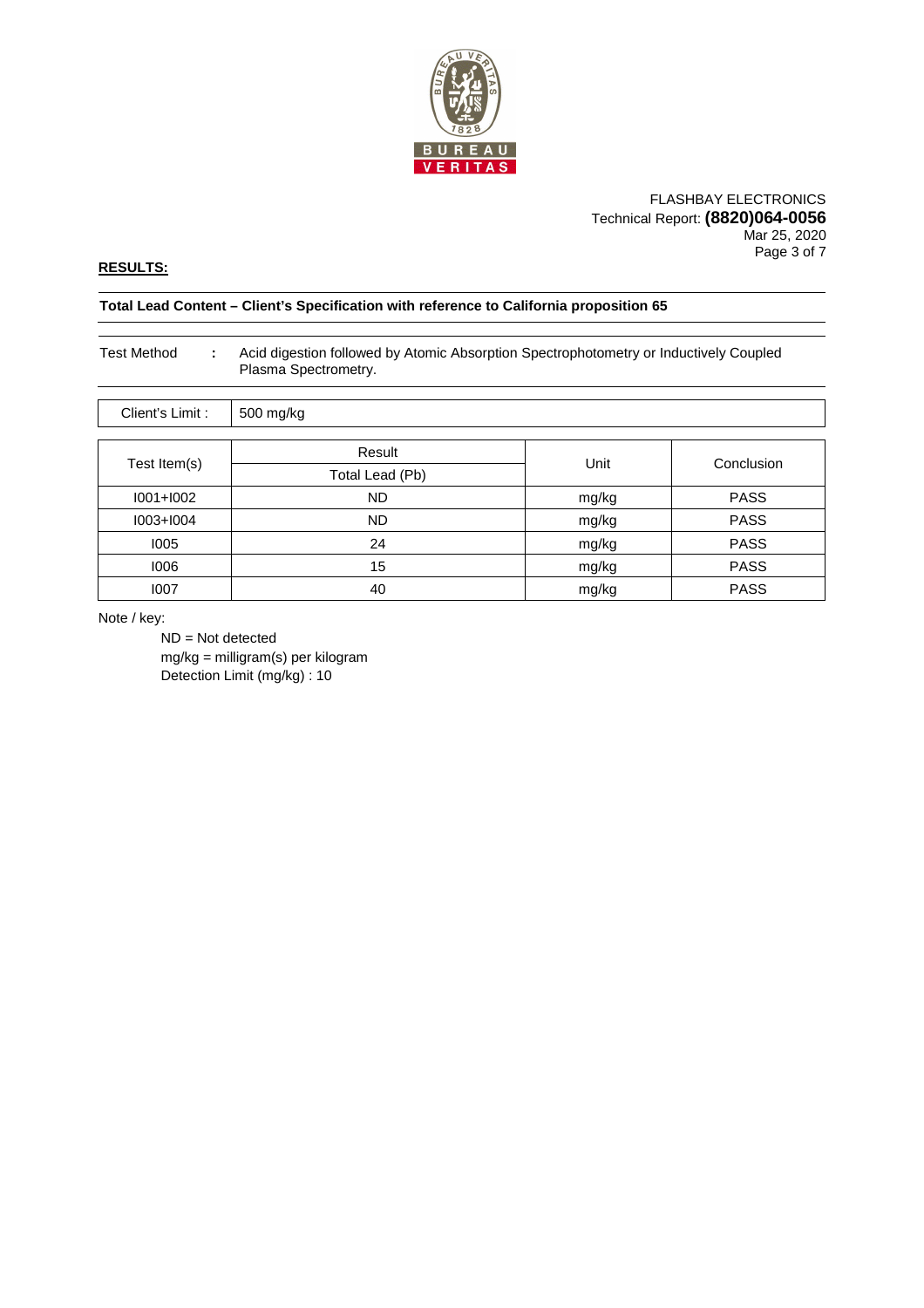FLASHBAY ELECTRONICS
Technical Report: **(8820)064-0056**
Mar 25, 2020

**RESULTS:**

**Total Lead Content – Client's Specification with reference to California proposition 65**

Test Method : Acid digestion followed by Atomic Absorption Spectrophotometry or Inductively Coupled Plasma Spectrometry.

| Client's Limit : | 500 mg/kg |
|---|---|

| Test Item(s) | Result | Unit | Conclusion |
|---|---|---|---|
| | Total Lead (Pb) | | |
| I001+I002 | ND | mg/kg | PASS |
| I003+I004 | ND | mg/kg | PASS |
| I005 | 24 | mg/kg | PASS |
| I006 | 15 | mg/kg | PASS |
| I007 | 40 | mg/kg | PASS |

Note / key:

ND = Not detected
mg/kg = milligram(s) per kilogram
Detection Limit (mg/kg) : 10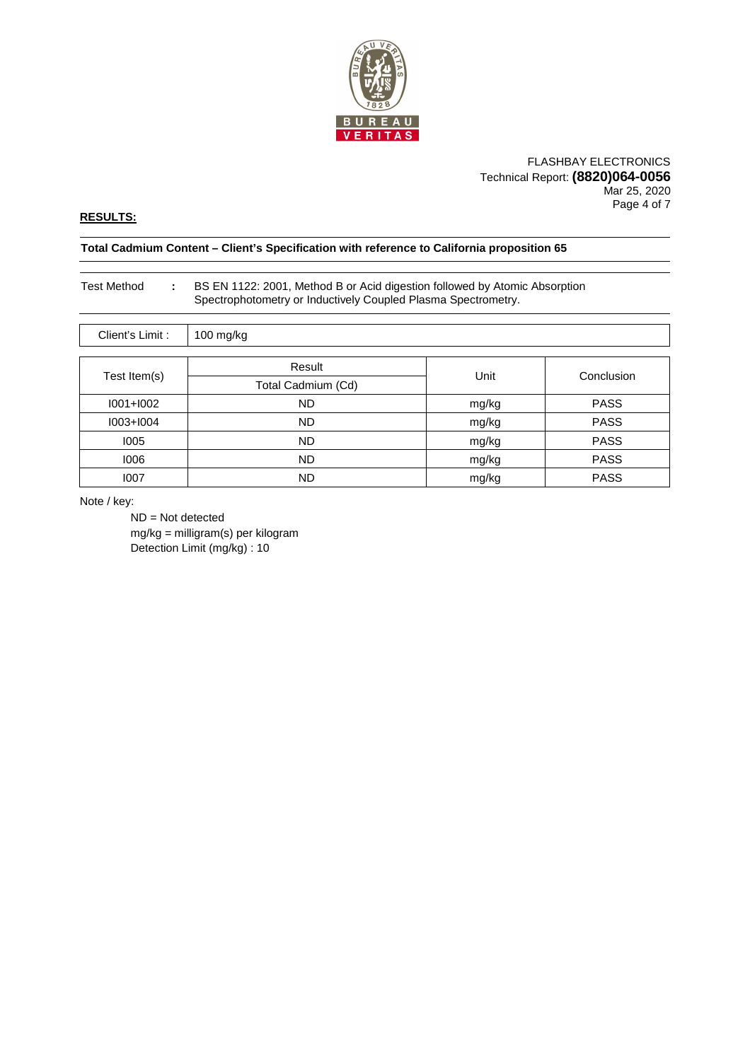FLASHBAY ELECTRONICS
Technical Report: **(8820)064-0056**
Mar 25, 2020

**RESULTS:**

**Total Cadmium Content – Client's Specification with reference to California proposition 65**

Test Method : BS EN 1122: 2001, Method B or Acid digestion followed by Atomic Absorption Spectrophotometry or Inductively Coupled Plasma Spectrometry.

| Client's Limit : | 100 mg/kg |
|---|---|

| Test Item(s) | Result | Unit | Conclusion |
|---|---|---|---|
| | Total Cadmium (Cd) | | |
| I001+I002 | ND | mg/kg | PASS |
| I003+I004 | ND | mg/kg | PASS |
| I005 | ND | mg/kg | PASS |
| I006 | ND | mg/kg | PASS |
| I007 | ND | mg/kg | PASS |

Note / key:

ND = Not detected
mg/kg = milligram(s) per kilogram
Detection Limit (mg/kg) : 10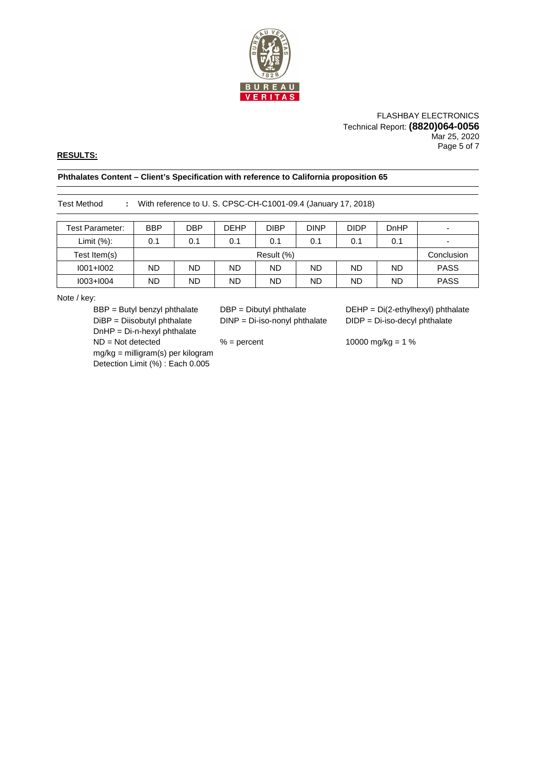FLASHBAY ELECTRONICS
Technical Report: **(8820)064-0056**
Mar 25, 2020

**RESULTS:**

**Phthalates Content – Client's Specification with reference to California proposition 65**

Test Method : With reference to U. S. CPSC-CH-C1001-09.4 (January 17, 2018)

| Test Parameter: | BBP | DBP | DEHP | DIBP | DINP | DIDP | DnHP | - |
|---|---|---|---|---|---|---|---|---|
| Limit (%): | 0.1 | 0.1 | 0.1 | 0.1 | 0.1 | 0.1 | 0.1 | - |
| Test Item(s) | Result (%) | | | | | | | Conclusion |
| I001+I002 | ND | ND | ND | ND | ND | ND | ND | PASS |
| I003+I004 | ND | ND | ND | ND | ND | ND | ND | PASS |

Note / key:

BBP = Butyl benzyl phthalate
DBP = Dibutyl phthalate
DEHP = Di(2-ethylhexyl) phthalate
DiBP = Diisobutyl phthalate
DINP = Di-iso-nonyl phthalate
DIDP = Di-iso-decyl phthalate
DnHP = Di-n-hexyl phthalate
ND = Not detected
% = percent
10000 mg/kg = 1 %
mg/kg = milligram(s) per kilogram
Detection Limit (%) : Each 0.005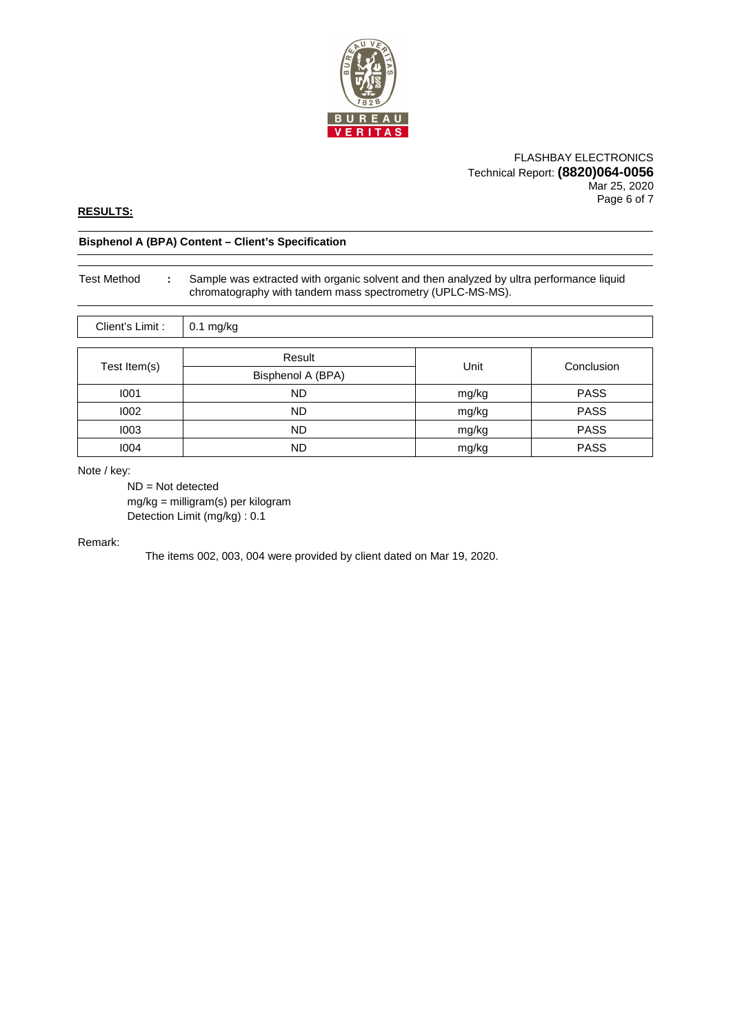FLASHBAY ELECTRONICS
Technical Report: **(8820)064-0056**
Mar 25, 2020

**RESULTS:**

**Bisphenol A (BPA) Content – Client's Specification**

Test Method : Sample was extracted with organic solvent and then analyzed by ultra performance liquid chromatography with tandem mass spectrometry (UPLC-MS-MS).

| Client's Limit : | 0.1 mg/kg |
|---|---|

| Test Item(s) | Result | Unit | Conclusion |
|---|---|---|---|
| | Bisphenol A (BPA) | | |
| I001 | ND | mg/kg | PASS |
| I002 | ND | mg/kg | PASS |
| I003 | ND | mg/kg | PASS |
| I004 | ND | mg/kg | PASS |

Note / key:

ND = Not detected
mg/kg = milligram(s) per kilogram
Detection Limit (mg/kg) : 0.1

Remark:

The items 002, 003, 004 were provided by client dated on Mar 19, 2020.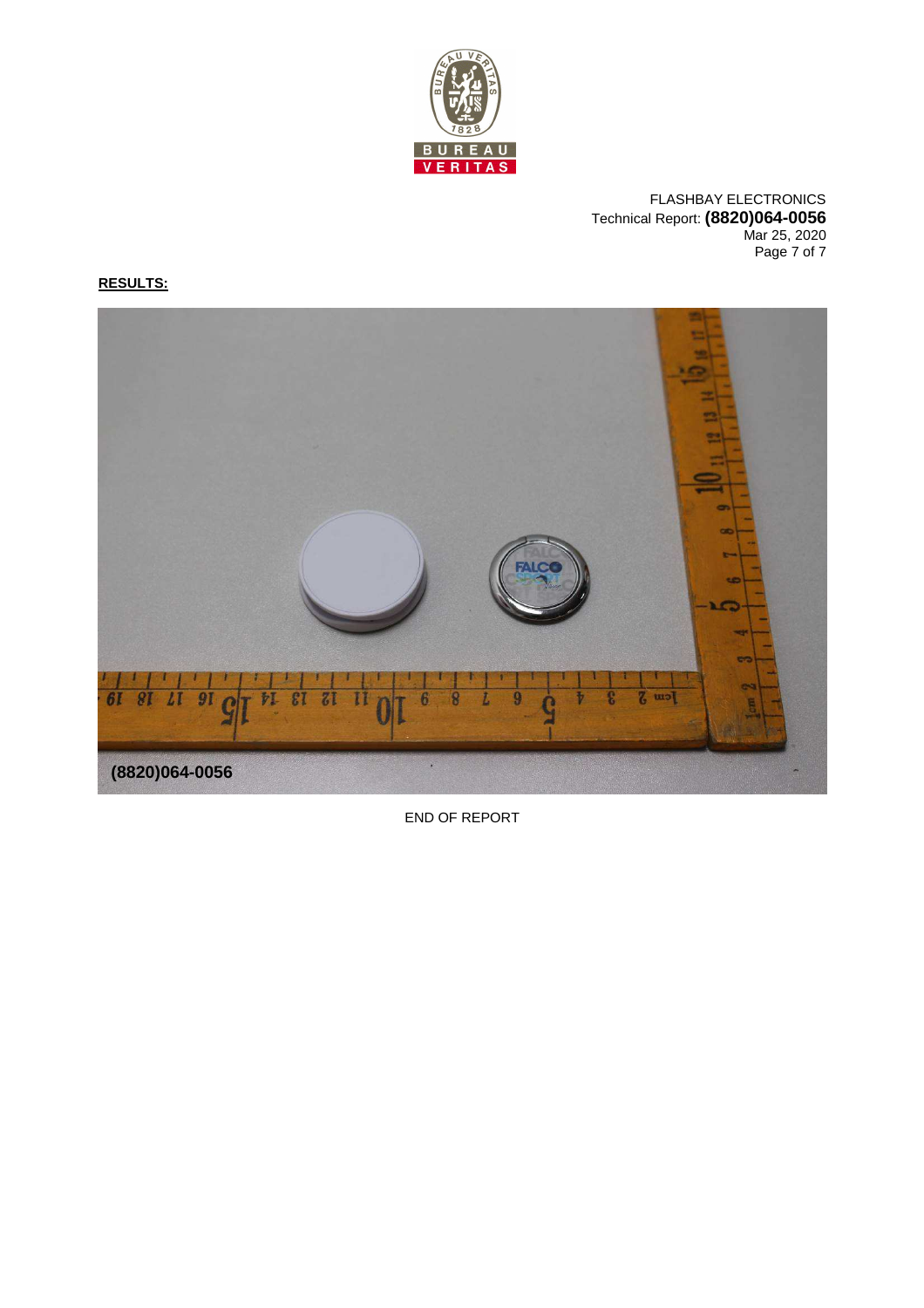**RESULTS:**

END OF REPORT